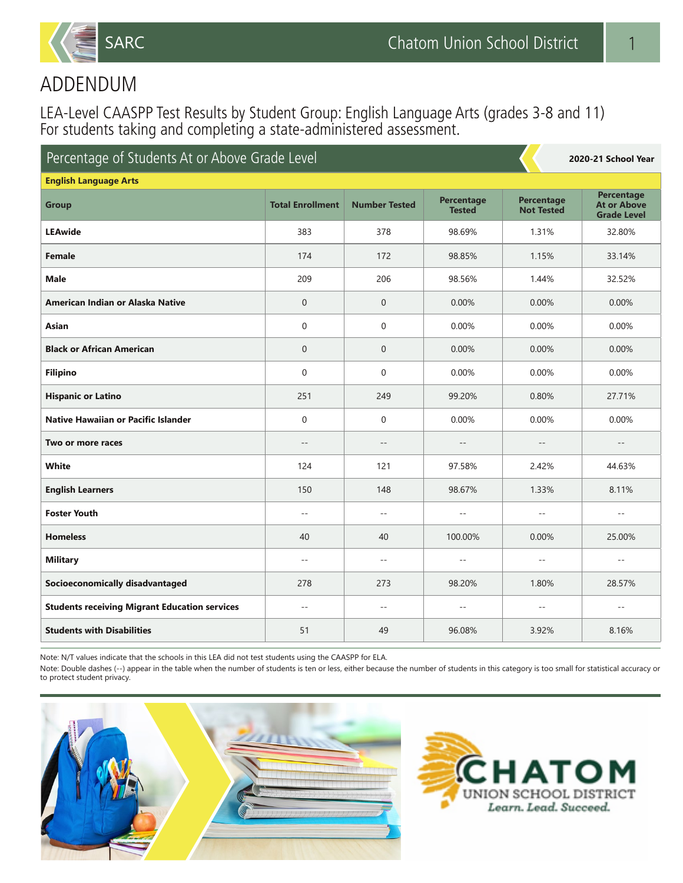# ADDENDUM

LEA-Level CAASPP Test Results by Student Group: English Language Arts (grades 3-8 and 11)
For students taking and completing a state-administered assessment.

## Percentage of Students At or Above Grade Level

**2020-21 School Year**

**English Language Arts**

| Group | Total Enrollment | Number Tested | Percentage Tested | Percentage Not Tested | Percentage At or Above Grade Level |
|---|---|---|---|---|---|
| **LEAwide** | 383 | 378 | 98.69% | 1.31% | 32.80% |
| **Female** | 174 | 172 | 98.85% | 1.15% | 33.14% |
| **Male** | 209 | 206 | 98.56% | 1.44% | 32.52% |
| **American Indian or Alaska Native** | 0 | 0 | 0.00% | 0.00% | 0.00% |
| **Asian** | 0 | 0 | 0.00% | 0.00% | 0.00% |
| **Black or African American** | 0 | 0 | 0.00% | 0.00% | 0.00% |
| **Filipino** | 0 | 0 | 0.00% | 0.00% | 0.00% |
| **Hispanic or Latino** | 251 | 249 | 99.20% | 0.80% | 27.71% |
| **Native Hawaiian or Pacific Islander** | 0 | 0 | 0.00% | 0.00% | 0.00% |
| **Two or more races** | -- | -- | -- | -- | -- |
| **White** | 124 | 121 | 97.58% | 2.42% | 44.63% |
| **English Learners** | 150 | 148 | 98.67% | 1.33% | 8.11% |
| **Foster Youth** | -- | -- | -- | -- | -- |
| **Homeless** | 40 | 40 | 100.00% | 0.00% | 25.00% |
| **Military** | -- | -- | -- | -- | -- |
| **Socioeconomically disadvantaged** | 278 | 273 | 98.20% | 1.80% | 28.57% |
| **Students receiving Migrant Education services** | -- | -- | -- | -- | -- |
| **Students with Disabilities** | 51 | 49 | 96.08% | 3.92% | 8.16% |

Note: N/T values indicate that the schools in this LEA did not test students using the CAASPP for ELA.

Note: Double dashes (--) appear in the table when the number of students is ten or less, either because the number of students in this category is too small for statistical accuracy or to protect student privacy.

CHATOM
UNION SCHOOL DISTRICT
*Learn. Lead. Succeed.*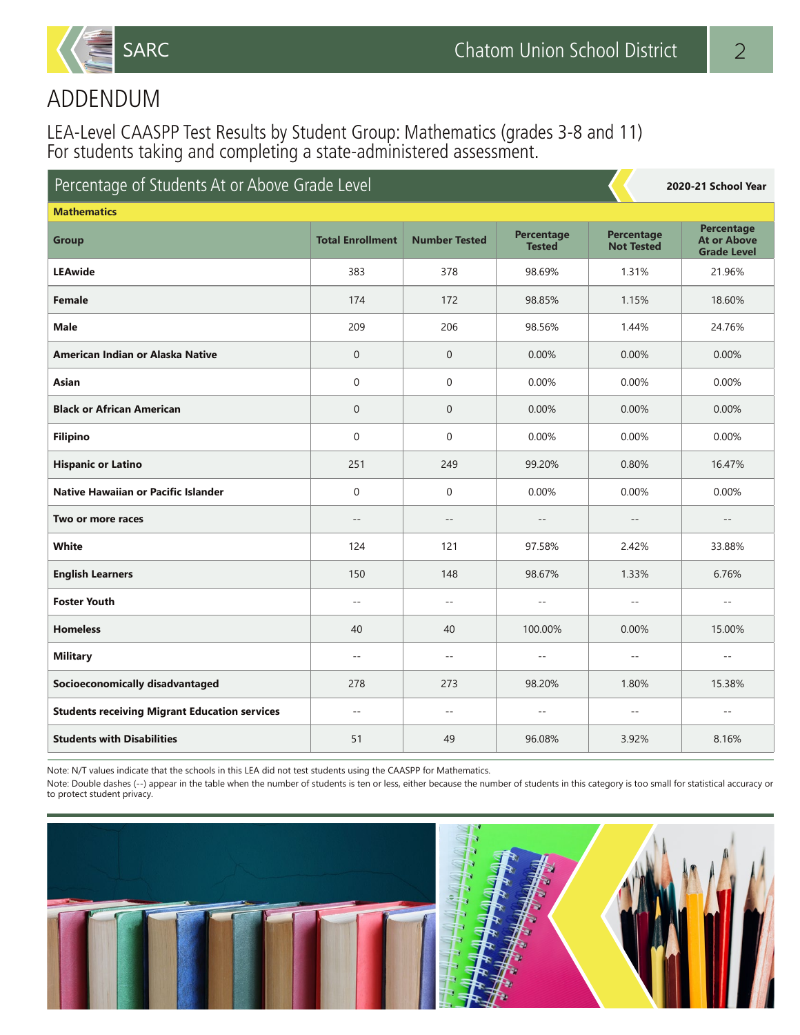# ADDENDUM

LEA-Level CAASPP Test Results by Student Group: Mathematics (grades 3-8 and 11)
For students taking and completing a state-administered assessment.

## Percentage of Students At or Above Grade Level

**2020-21 School Year**

**Mathematics**

| Group | Total Enrollment | Number Tested | Percentage Tested | Percentage Not Tested | Percentage At or Above Grade Level |
|---|---|---|---|---|---|
| **LEAwide** | 383 | 378 | 98.69% | 1.31% | 21.96% |
| **Female** | 174 | 172 | 98.85% | 1.15% | 18.60% |
| **Male** | 209 | 206 | 98.56% | 1.44% | 24.76% |
| **American Indian or Alaska Native** | 0 | 0 | 0.00% | 0.00% | 0.00% |
| **Asian** | 0 | 0 | 0.00% | 0.00% | 0.00% |
| **Black or African American** | 0 | 0 | 0.00% | 0.00% | 0.00% |
| **Filipino** | 0 | 0 | 0.00% | 0.00% | 0.00% |
| **Hispanic or Latino** | 251 | 249 | 99.20% | 0.80% | 16.47% |
| **Native Hawaiian or Pacific Islander** | 0 | 0 | 0.00% | 0.00% | 0.00% |
| **Two or more races** | -- | -- | -- | -- | -- |
| **White** | 124 | 121 | 97.58% | 2.42% | 33.88% |
| **English Learners** | 150 | 148 | 98.67% | 1.33% | 6.76% |
| **Foster Youth** | -- | -- | -- | -- | -- |
| **Homeless** | 40 | 40 | 100.00% | 0.00% | 15.00% |
| **Military** | -- | -- | -- | -- | -- |
| **Socioeconomically disadvantaged** | 278 | 273 | 98.20% | 1.80% | 15.38% |
| **Students receiving Migrant Education services** | -- | -- | -- | -- | -- |
| **Students with Disabilities** | 51 | 49 | 96.08% | 3.92% | 8.16% |

Note: N/T values indicate that the schools in this LEA did not test students using the CAASPP for Mathematics.

Note: Double dashes (--) appear in the table when the number of students is ten or less, either because the number of students in this category is too small for statistical accuracy or to protect student privacy.